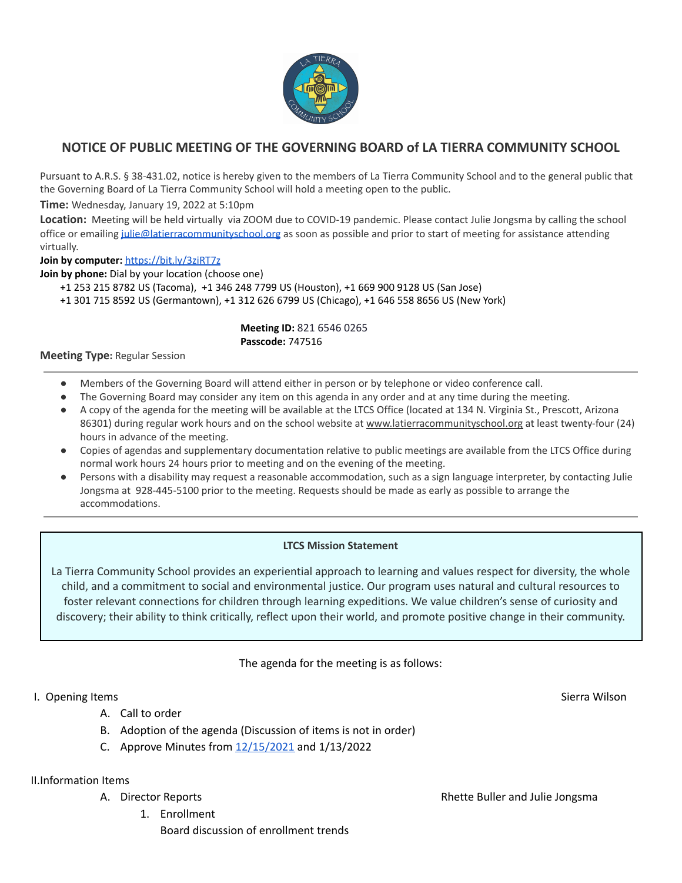## NOTICE OF PUBLIC MEETING OF THE GOVERNING BOARD of LA TIERRA COMMUNITY SCHOOL

Pursuant to A.R.S. § 38-431.02, notice is hereby given to the members of La Tierra Community School and to the general public that the Governing Board of La Tierra Community School will hold a meeting open to the public.

**Time:** Wednesday, January 19, 2022 at 5:10pm

**Location:** Meeting will be held virtually via ZOOM due to COVID-19 pandemic. Please contact Julie Jongsma by calling the school office or emailing julie@latierracommunityschool.org as soon as possible and prior to start of meeting for assistance attending virtually.

**Join by computer:** https://bit.ly/3ziRT7z

**Join by phone:** Dial by your location (choose one)

+1 253 215 8782 US (Tacoma), +1 346 248 7799 US (Houston), +1 669 900 9128 US (San Jose)
+1 301 715 8592 US (Germantown), +1 312 626 6799 US (Chicago), +1 646 558 8656 US (New York)

**Meeting ID:** 821 6546 0265
**Passcode:** 747516

**Meeting Type:** Regular Session

---

- Members of the Governing Board will attend either in person or by telephone or video conference call.
- The Governing Board may consider any item on this agenda in any order and at any time during the meeting.
- A copy of the agenda for the meeting will be available at the LTCS Office (located at 134 N. Virginia St., Prescott, Arizona 86301) during regular work hours and on the school website at www.latierracommunityschool.org at least twenty-four (24) hours in advance of the meeting.
- Copies of agendas and supplementary documentation relative to public meetings are available from the LTCS Office during normal work hours 24 hours prior to meeting and on the evening of the meeting.
- Persons with a disability may request a reasonable accommodation, such as a sign language interpreter, by contacting Julie Jongsma at 928-445-5100 prior to the meeting. Requests should be made as early as possible to arrange the accommodations.

---

**LTCS Mission Statement**

La Tierra Community School provides an experiential approach to learning and values respect for diversity, the whole child, and a commitment to social and environmental justice. Our program uses natural and cultural resources to foster relevant connections for children through learning expeditions. We value children's sense of curiosity and discovery; their ability to think critically, reflect upon their world, and promote positive change in their community.

The agenda for the meeting is as follows:

I. Opening Items — Sierra Wilson

  A. Call to order
  B. Adoption of the agenda (Discussion of items is not in order)
  C. Approve Minutes from 12/15/2021 and 1/13/2022

II. Information Items

  A. Director Reports — Rhette Buller and Julie Jongsma
    1. Enrollment
       Board discussion of enrollment trends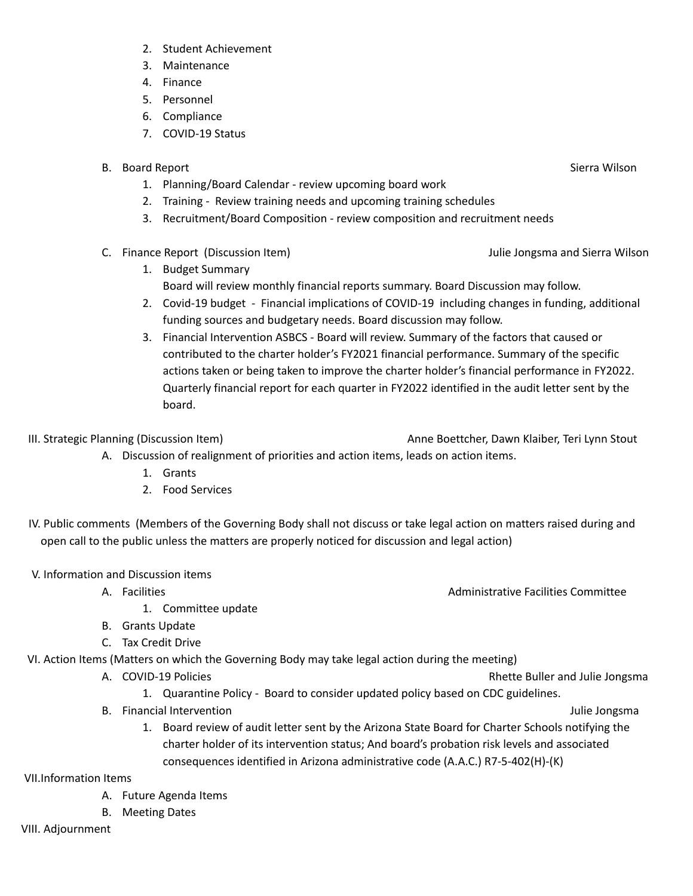2. Student Achievement
3. Maintenance
4. Finance
5. Personnel
6. Compliance
7. COVID-19 Status

B. Board Report — Sierra Wilson

1. Planning/Board Calendar - review upcoming board work
2. Training - Review training needs and upcoming training schedules
3. Recruitment/Board Composition - review composition and recruitment needs

C. Finance Report (Discussion Item) — Julie Jongsma and Sierra Wilson

1. Budget Summary
   Board will review monthly financial reports summary. Board Discussion may follow.
2. Covid-19 budget - Financial implications of COVID-19 including changes in funding, additional funding sources and budgetary needs. Board discussion may follow.
3. Financial Intervention ASBCS - Board will review. Summary of the factors that caused or contributed to the charter holder's FY2021 financial performance. Summary of the specific actions taken or being taken to improve the charter holder's financial performance in FY2022. Quarterly financial report for each quarter in FY2022 identified in the audit letter sent by the board.

III. Strategic Planning (Discussion Item) — Anne Boettcher, Dawn Klaiber, Teri Lynn Stout

A. Discussion of realignment of priorities and action items, leads on action items.
   1. Grants
   2. Food Services

IV. Public comments (Members of the Governing Body shall not discuss or take legal action on matters raised during and open call to the public unless the matters are properly noticed for discussion and legal action)

V. Information and Discussion items

A. Facilities — Administrative Facilities Committee
   1. Committee update

B. Grants Update

C. Tax Credit Drive

VI. Action Items (Matters on which the Governing Body may take legal action during the meeting)

A. COVID-19 Policies — Rhette Buller and Julie Jongsma
   1. Quarantine Policy - Board to consider updated policy based on CDC guidelines.

B. Financial Intervention — Julie Jongsma
   1. Board review of audit letter sent by the Arizona State Board for Charter Schools notifying the charter holder of its intervention status; And board's probation risk levels and associated consequences identified in Arizona administrative code (A.A.C.) R7-5-402(H)-(K)

VII.Information Items

A. Future Agenda Items

B. Meeting Dates

VIII. Adjournment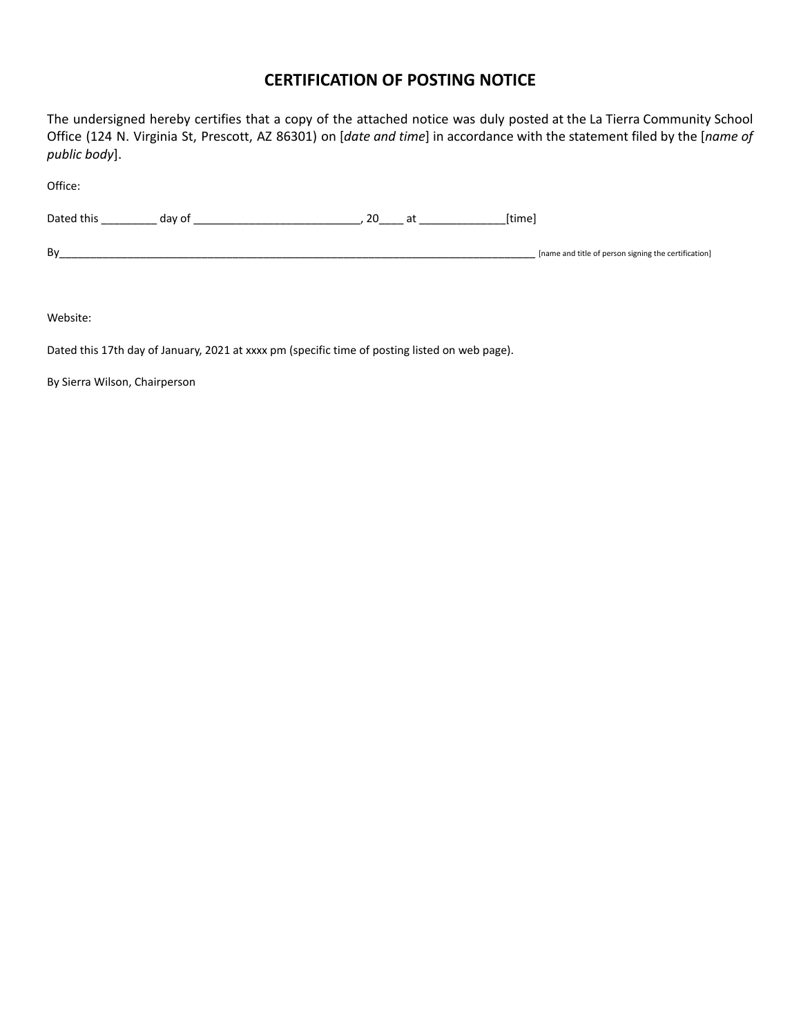## CERTIFICATION OF POSTING NOTICE

The undersigned hereby certifies that a copy of the attached notice was duly posted at the La Tierra Community School Office (124 N. Virginia St, Prescott, AZ 86301) on [*date and time*] in accordance with the statement filed by the [*name of public body*].

Office:

Dated this _________ day of ___________________________, 20____ at ______________[time]

By_________________________________________________________________________________ [name and title of person signing the certification]

Website:

Dated this 17th day of January, 2021 at xxxx pm (specific time of posting listed on web page).

By Sierra Wilson, Chairperson